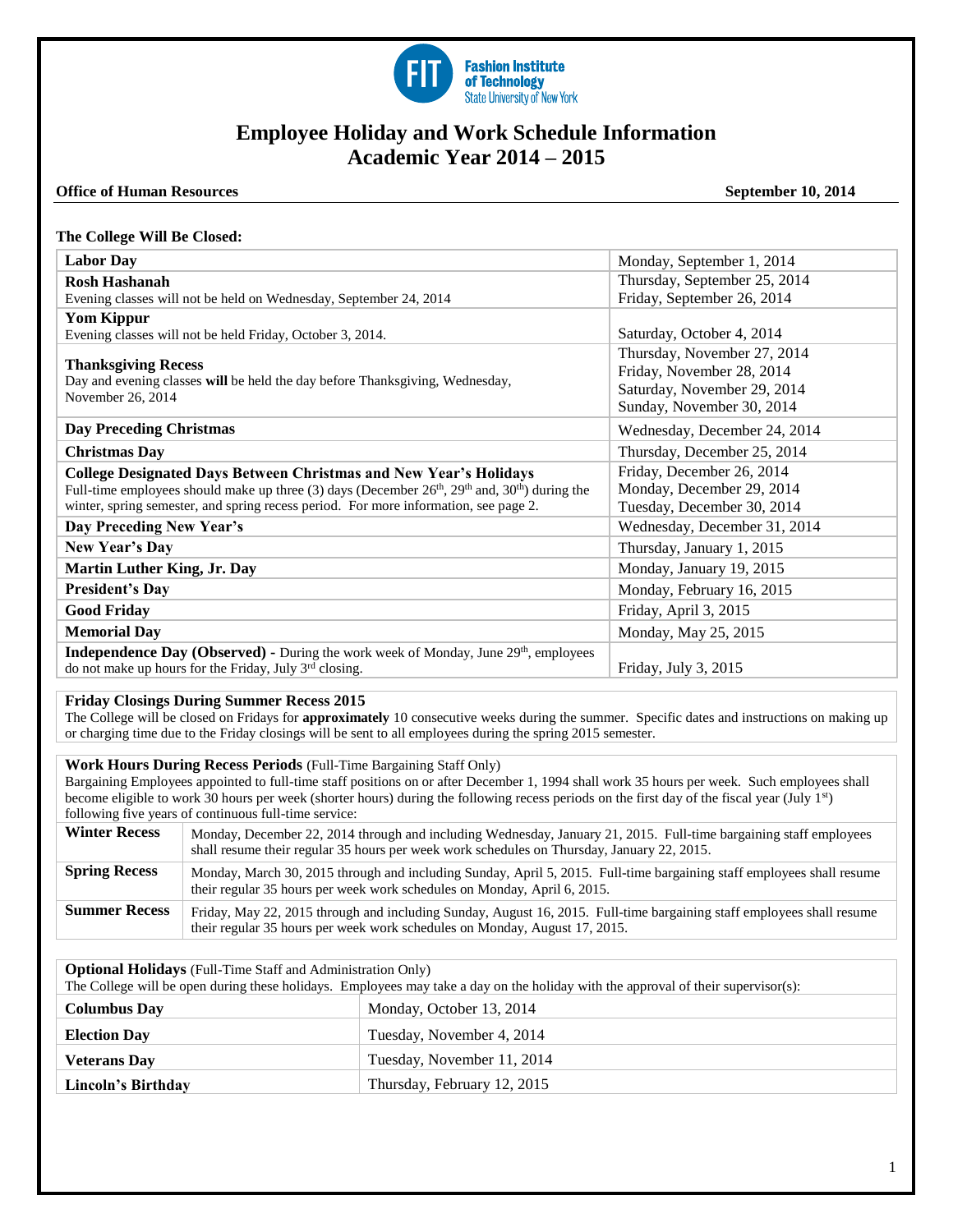Fashion Institute of Technology
State University of New York

# Employee Holiday and Work Schedule Information
# Academic Year 2014 – 2015

**Office of Human Resources** **September 10, 2014**

**The College Will Be Closed:**

| | |
|---|---|
| **Labor Day** | Monday, September 1, 2014 |
| **Rosh Hashanah**<br>Evening classes will not be held on Wednesday, September 24, 2014 | Thursday, September 25, 2014<br>Friday, September 26, 2014 |
| **Yom Kippur**<br>Evening classes will not be held Friday, October 3, 2014. | Saturday, October 4, 2014 |
| **Thanksgiving Recess**<br>Day and evening classes **will** be held the day before Thanksgiving, Wednesday, November 26, 2014 | Thursday, November 27, 2014<br>Friday, November 28, 2014<br>Saturday, November 29, 2014<br>Sunday, November 30, 2014 |
| **Day Preceding Christmas** | Wednesday, December 24, 2014 |
| **Christmas Day** | Thursday, December 25, 2014 |
| **College Designated Days Between Christmas and New Year's Holidays**<br>Full-time employees should make up three (3) days (December 26th, 29th and, 30th) during the winter, spring semester, and spring recess period. For more information, see page 2. | Friday, December 26, 2014<br>Monday, December 29, 2014<br>Tuesday, December 30, 2014 |
| **Day Preceding New Year's** | Wednesday, December 31, 2014 |
| **New Year's Day** | Thursday, January 1, 2015 |
| **Martin Luther King, Jr. Day** | Monday, January 19, 2015 |
| **President's Day** | Monday, February 16, 2015 |
| **Good Friday** | Friday, April 3, 2015 |
| **Memorial Day** | Monday, May 25, 2015 |
| **Independence Day (Observed) -** During the work week of Monday, June 29th, employees do not make up hours for the Friday, July 3rd closing. | Friday, July 3, 2015 |

**Friday Closings During Summer Recess 2015**
The College will be closed on Fridays for **approximately** 10 consecutive weeks during the summer. Specific dates and instructions on making up or charging time due to the Friday closings will be sent to all employees during the spring 2015 semester.

**Work Hours During Recess Periods** (Full-Time Bargaining Staff Only)
Bargaining Employees appointed to full-time staff positions on or after December 1, 1994 shall work 35 hours per week. Such employees shall become eligible to work 30 hours per week (shorter hours) during the following recess periods on the first day of the fiscal year (July 1st) following five years of continuous full-time service:

| | |
|---|---|
| **Winter Recess** | Monday, December 22, 2014 through and including Wednesday, January 21, 2015. Full-time bargaining staff employees shall resume their regular 35 hours per week work schedules on Thursday, January 22, 2015. |
| **Spring Recess** | Monday, March 30, 2015 through and including Sunday, April 5, 2015. Full-time bargaining staff employees shall resume their regular 35 hours per week work schedules on Monday, April 6, 2015. |
| **Summer Recess** | Friday, May 22, 2015 through and including Sunday, August 16, 2015. Full-time bargaining staff employees shall resume their regular 35 hours per week work schedules on Monday, August 17, 2015. |

**Optional Holidays** (Full-Time Staff and Administration Only)
The College will be open during these holidays. Employees may take a day on the holiday with the approval of their supervisor(s):

| | |
|---|---|
| **Columbus Day** | Monday, October 13, 2014 |
| **Election Day** | Tuesday, November 4, 2014 |
| **Veterans Day** | Tuesday, November 11, 2014 |
| **Lincoln's Birthday** | Thursday, February 12, 2015 |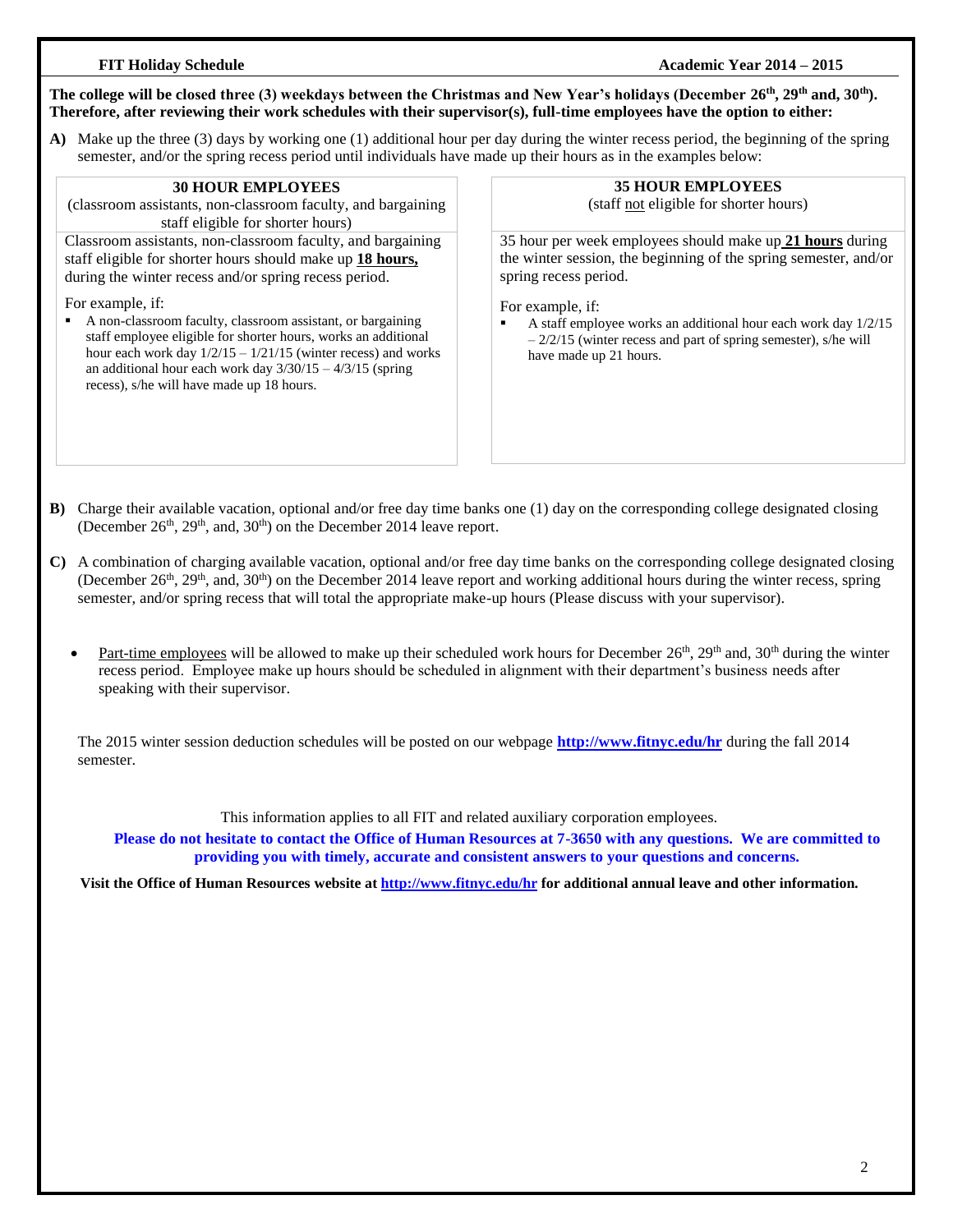**FIT Holiday Schedule** **Academic Year 2014 – 2015**

**The college will be closed three (3) weekdays between the Christmas and New Year's holidays (December 26th, 29th and, 30th). Therefore, after reviewing their work schedules with their supervisor(s), full-time employees have the option to either:**

**A)** Make up the three (3) days by working one (1) additional hour per day during the winter recess period, the beginning of the spring semester, and/or the spring recess period until individuals have made up their hours as in the examples below:

| **30 HOUR EMPLOYEES** (classroom assistants, non-classroom faculty, and bargaining staff eligible for shorter hours) | **35 HOUR EMPLOYEES** (staff not eligible for shorter hours) |
|---|---|
| Classroom assistants, non-classroom faculty, and bargaining staff eligible for shorter hours should make up **18 hours,** during the winter recess and/or spring recess period.<br><br>For example, if:<br>▪ A non-classroom faculty, classroom assistant, or bargaining staff employee eligible for shorter hours, works an additional hour each work day 1/2/15 – 1/21/15 (winter recess) and works an additional hour each work day 3/30/15 – 4/3/15 (spring recess), s/he will have made up 18 hours. | 35 hour per week employees should make up **21 hours** during the winter session, the beginning of the spring semester, and/or spring recess period.<br><br>For example, if:<br>▪ A staff employee works an additional hour each work day 1/2/15 – 2/2/15 (winter recess and part of spring semester), s/he will have made up 21 hours. |

**B)** Charge their available vacation, optional and/or free day time banks one (1) day on the corresponding college designated closing (December 26th, 29th, and, 30th) on the December 2014 leave report.

**C)** A combination of charging available vacation, optional and/or free day time banks on the corresponding college designated closing (December 26th, 29th, and, 30th) on the December 2014 leave report and working additional hours during the winter recess, spring semester, and/or spring recess that will total the appropriate make-up hours (Please discuss with your supervisor).

- Part-time employees will be allowed to make up their scheduled work hours for December 26th, 29th and, 30th during the winter recess period. Employee make up hours should be scheduled in alignment with their department's business needs after speaking with their supervisor.

The 2015 winter session deduction schedules will be posted on our webpage **http://www.fitnyc.edu/hr** during the fall 2014 semester.

This information applies to all FIT and related auxiliary corporation employees.

**Please do not hesitate to contact the Office of Human Resources at 7-3650 with any questions. We are committed to providing you with timely, accurate and consistent answers to your questions and concerns.**

**Visit the Office of Human Resources website at http://www.fitnyc.edu/hr for additional annual leave and other information.**